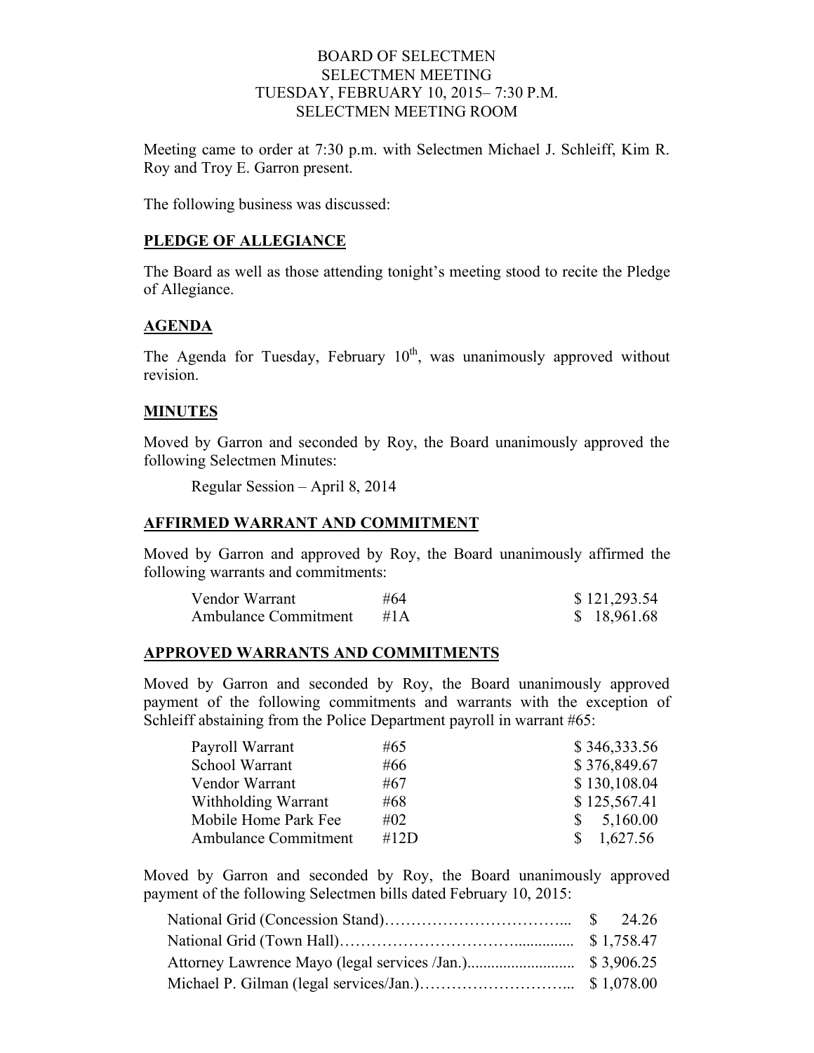# BOARD OF SELECTMEN
# SELECTMEN MEETING
# TUESDAY, FEBRUARY 10, 2015– 7:30 P.M.
# SELECTMEN MEETING ROOM

Meeting came to order at 7:30 p.m. with Selectmen Michael J. Schleiff, Kim R. Roy and Troy E. Garron present.

The following business was discussed:

## PLEDGE OF ALLEGIANCE

The Board as well as those attending tonight's meeting stood to recite the Pledge of Allegiance.

## AGENDA

The Agenda for Tuesday, February 10th, was unanimously approved without revision.

## MINUTES

Moved by Garron and seconded by Roy, the Board unanimously approved the following Selectmen Minutes:

Regular Session – April 8, 2014

## AFFIRMED WARRANT AND COMMITMENT

Moved by Garron and approved by Roy, the Board unanimously affirmed the following warrants and commitments:

| | | |
|---|---|---|
| Vendor Warrant | #64 | $ 121,293.54 |
| Ambulance Commitment | #1A | $ 18,961.68 |

## APPROVED WARRANTS AND COMMITMENTS

Moved by Garron and seconded by Roy, the Board unanimously approved payment of the following commitments and warrants with the exception of Schleiff abstaining from the Police Department payroll in warrant #65:

| | | |
|---|---|---|
| Payroll Warrant | #65 | $ 346,333.56 |
| School Warrant | #66 | $ 376,849.67 |
| Vendor Warrant | #67 | $ 130,108.04 |
| Withholding Warrant | #68 | $ 125,567.41 |
| Mobile Home Park Fee | #02 | $ 5,160.00 |
| Ambulance Commitment | #12D | $ 1,627.56 |

Moved by Garron and seconded by Roy, the Board unanimously approved payment of the following Selectmen bills dated February 10, 2015:

| | |
|---|---|
| National Grid (Concession Stand)……………………………... | $ 24.26 |
| National Grid (Town Hall)…………………………............... | $ 1,758.47 |
| Attorney Lawrence Mayo (legal services /Jan.)........................... | $ 3,906.25 |
| Michael P. Gilman (legal services/Jan.)………………………... | $ 1,078.00 |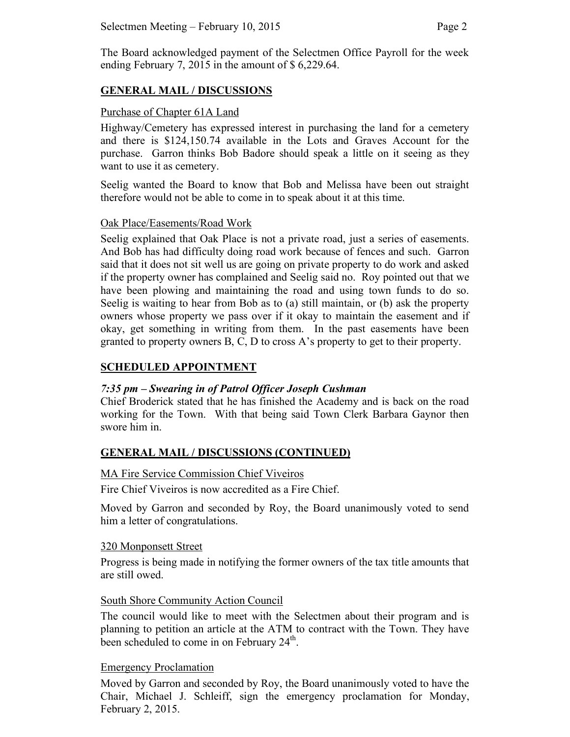The Board acknowledged payment of the Selectmen Office Payroll for the week ending February 7, 2015 in the amount of $ 6,229.64.

## GENERAL MAIL / DISCUSSIONS

Purchase of Chapter 61A Land

Highway/Cemetery has expressed interest in purchasing the land for a cemetery and there is $124,150.74 available in the Lots and Graves Account for the purchase. Garron thinks Bob Badore should speak a little on it seeing as they want to use it as cemetery.

Seelig wanted the Board to know that Bob and Melissa have been out straight therefore would not be able to come in to speak about it at this time.

Oak Place/Easements/Road Work

Seelig explained that Oak Place is not a private road, just a series of easements. And Bob has had difficulty doing road work because of fences and such. Garron said that it does not sit well us are going on private property to do work and asked if the property owner has complained and Seelig said no. Roy pointed out that we have been plowing and maintaining the road and using town funds to do so. Seelig is waiting to hear from Bob as to (a) still maintain, or (b) ask the property owners whose property we pass over if it okay to maintain the easement and if okay, get something in writing from them. In the past easements have been granted to property owners B, C, D to cross A's property to get to their property.

## SCHEDULED APPOINTMENT

***7:35 pm – Swearing in of Patrol Officer Joseph Cushman***

Chief Broderick stated that he has finished the Academy and is back on the road working for the Town. With that being said Town Clerk Barbara Gaynor then swore him in.

## GENERAL MAIL / DISCUSSIONS (CONTINUED)

MA Fire Service Commission Chief Viveiros

Fire Chief Viveiros is now accredited as a Fire Chief.

Moved by Garron and seconded by Roy, the Board unanimously voted to send him a letter of congratulations.

320 Monponsett Street

Progress is being made in notifying the former owners of the tax title amounts that are still owed.

South Shore Community Action Council

The council would like to meet with the Selectmen about their program and is planning to petition an article at the ATM to contract with the Town. They have been scheduled to come in on February 24th.

Emergency Proclamation

Moved by Garron and seconded by Roy, the Board unanimously voted to have the Chair, Michael J. Schleiff, sign the emergency proclamation for Monday, February 2, 2015.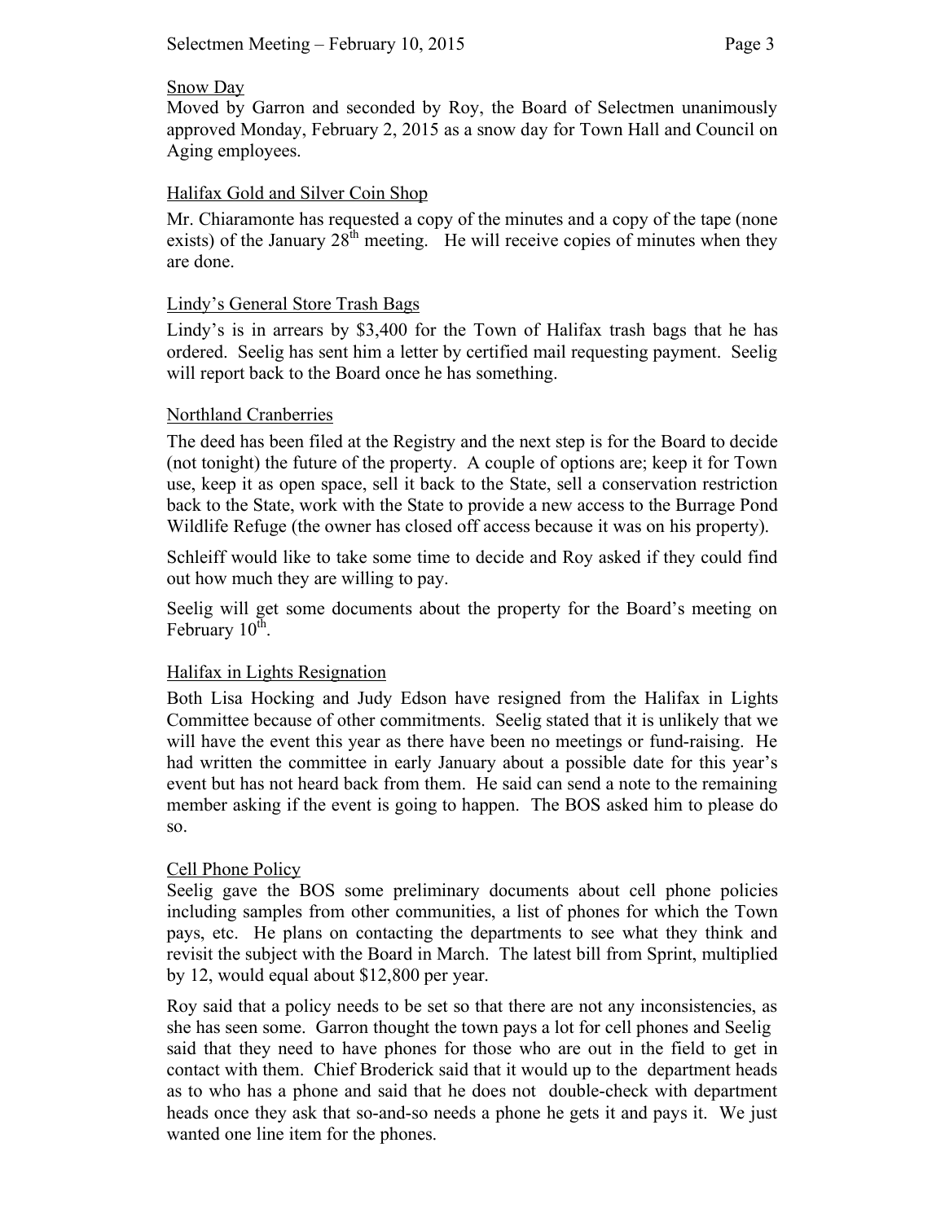## Snow Day

Moved by Garron and seconded by Roy, the Board of Selectmen unanimously approved Monday, February 2, 2015 as a snow day for Town Hall and Council on Aging employees.

## Halifax Gold and Silver Coin Shop

Mr. Chiaramonte has requested a copy of the minutes and a copy of the tape (none exists) of the January 28th meeting. He will receive copies of minutes when they are done.

## Lindy's General Store Trash Bags

Lindy's is in arrears by $3,400 for the Town of Halifax trash bags that he has ordered. Seelig has sent him a letter by certified mail requesting payment. Seelig will report back to the Board once he has something.

## Northland Cranberries

The deed has been filed at the Registry and the next step is for the Board to decide (not tonight) the future of the property. A couple of options are; keep it for Town use, keep it as open space, sell it back to the State, sell a conservation restriction back to the State, work with the State to provide a new access to the Burrage Pond Wildlife Refuge (the owner has closed off access because it was on his property).

Schleiff would like to take some time to decide and Roy asked if they could find out how much they are willing to pay.

Seelig will get some documents about the property for the Board's meeting on February 10th.

## Halifax in Lights Resignation

Both Lisa Hocking and Judy Edson have resigned from the Halifax in Lights Committee because of other commitments. Seelig stated that it is unlikely that we will have the event this year as there have been no meetings or fund-raising. He had written the committee in early January about a possible date for this year's event but has not heard back from them. He said can send a note to the remaining member asking if the event is going to happen. The BOS asked him to please do so.

## Cell Phone Policy

Seelig gave the BOS some preliminary documents about cell phone policies including samples from other communities, a list of phones for which the Town pays, etc. He plans on contacting the departments to see what they think and revisit the subject with the Board in March. The latest bill from Sprint, multiplied by 12, would equal about $12,800 per year.

Roy said that a policy needs to be set so that there are not any inconsistencies, as she has seen some. Garron thought the town pays a lot for cell phones and Seelig said that they need to have phones for those who are out in the field to get in contact with them. Chief Broderick said that it would up to the department heads as to who has a phone and said that he does not double-check with department heads once they ask that so-and-so needs a phone he gets it and pays it. We just wanted one line item for the phones.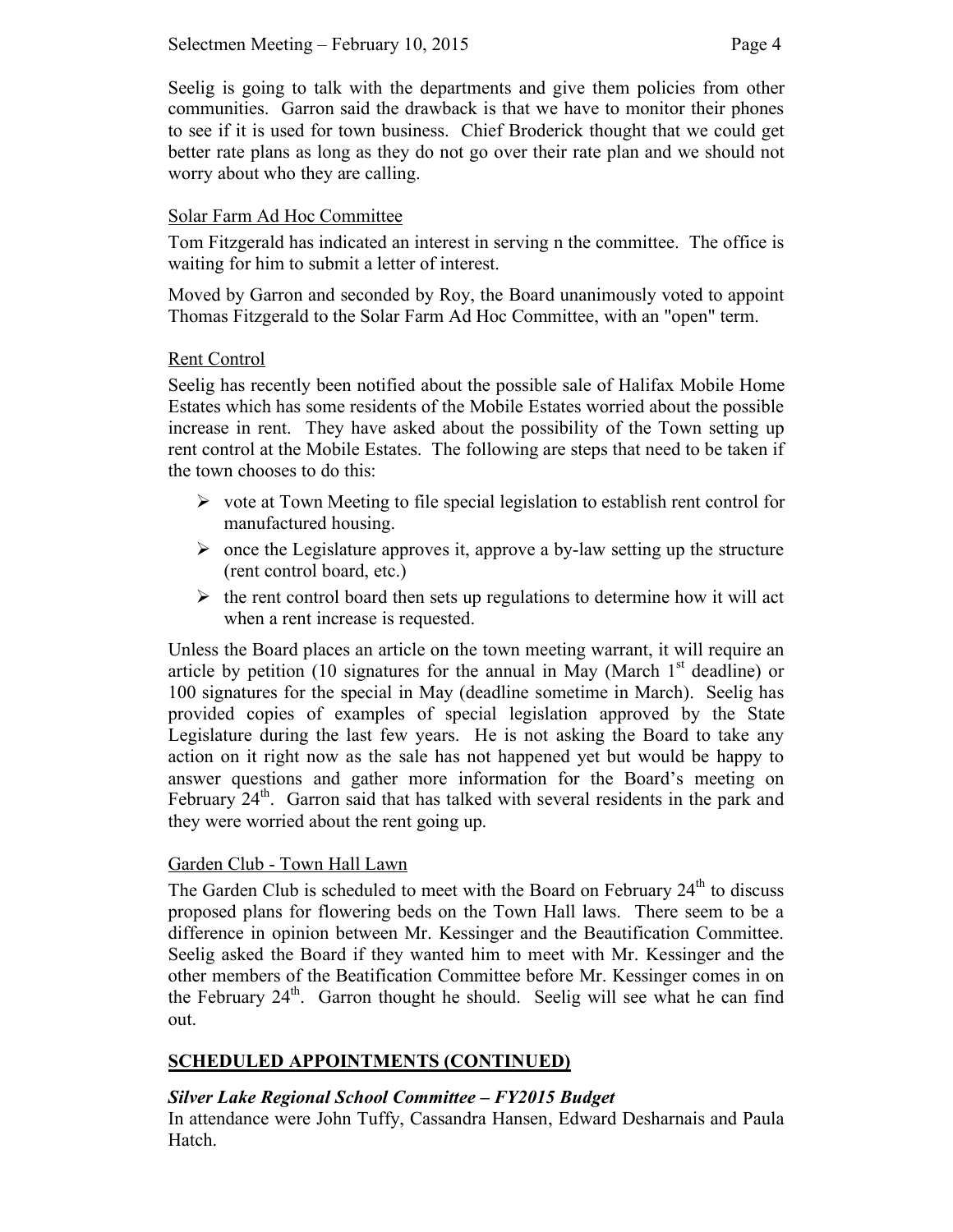Seelig is going to talk with the departments and give them policies from other communities. Garron said the drawback is that we have to monitor their phones to see if it is used for town business. Chief Broderick thought that we could get better rate plans as long as they do not go over their rate plan and we should not worry about who they are calling.

### Solar Farm Ad Hoc Committee

Tom Fitzgerald has indicated an interest in serving n the committee. The office is waiting for him to submit a letter of interest.

Moved by Garron and seconded by Roy, the Board unanimously voted to appoint Thomas Fitzgerald to the Solar Farm Ad Hoc Committee, with an "open" term.

### Rent Control

Seelig has recently been notified about the possible sale of Halifax Mobile Home Estates which has some residents of the Mobile Estates worried about the possible increase in rent. They have asked about the possibility of the Town setting up rent control at the Mobile Estates. The following are steps that need to be taken if the town chooses to do this:

- vote at Town Meeting to file special legislation to establish rent control for manufactured housing.
- once the Legislature approves it, approve a by-law setting up the structure (rent control board, etc.)
- the rent control board then sets up regulations to determine how it will act when a rent increase is requested.

Unless the Board places an article on the town meeting warrant, it will require an article by petition (10 signatures for the annual in May (March 1st deadline) or 100 signatures for the special in May (deadline sometime in March). Seelig has provided copies of examples of special legislation approved by the State Legislature during the last few years. He is not asking the Board to take any action on it right now as the sale has not happened yet but would be happy to answer questions and gather more information for the Board's meeting on February 24th. Garron said that has talked with several residents in the park and they were worried about the rent going up.

### Garden Club - Town Hall Lawn

The Garden Club is scheduled to meet with the Board on February 24th to discuss proposed plans for flowering beds on the Town Hall laws. There seem to be a difference in opinion between Mr. Kessinger and the Beautification Committee. Seelig asked the Board if they wanted him to meet with Mr. Kessinger and the other members of the Beatification Committee before Mr. Kessinger comes in on the February 24th. Garron thought he should. Seelig will see what he can find out.

## SCHEDULED APPOINTMENTS (CONTINUED)

### *Silver Lake Regional School Committee – FY2015 Budget*

In attendance were John Tuffy, Cassandra Hansen, Edward Desharnais and Paula Hatch.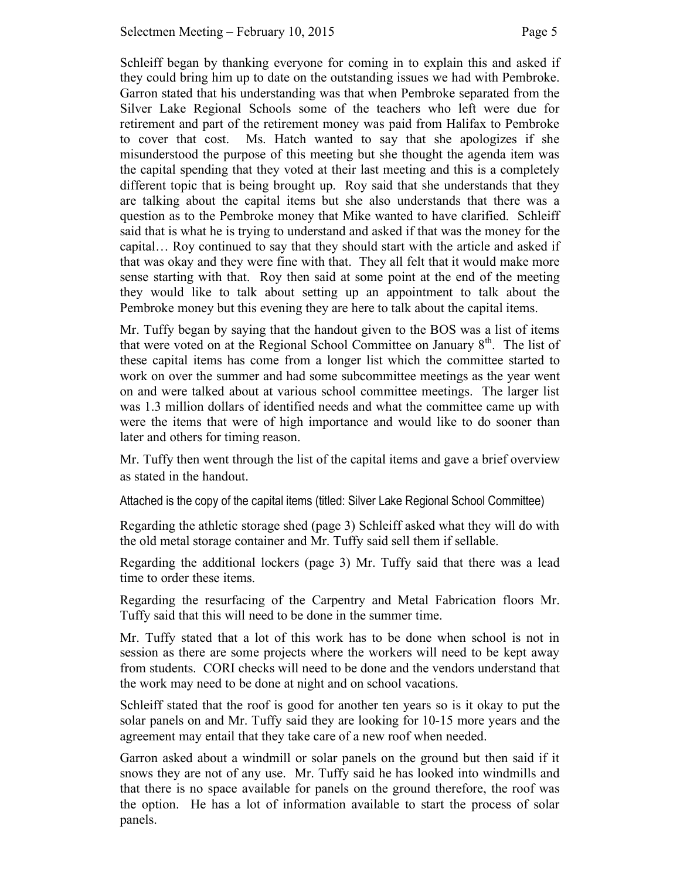Schleiff began by thanking everyone for coming in to explain this and asked if they could bring him up to date on the outstanding issues we had with Pembroke. Garron stated that his understanding was that when Pembroke separated from the Silver Lake Regional Schools some of the teachers who left were due for retirement and part of the retirement money was paid from Halifax to Pembroke to cover that cost. Ms. Hatch wanted to say that she apologizes if she misunderstood the purpose of this meeting but she thought the agenda item was the capital spending that they voted at their last meeting and this is a completely different topic that is being brought up. Roy said that she understands that they are talking about the capital items but she also understands that there was a question as to the Pembroke money that Mike wanted to have clarified. Schleiff said that is what he is trying to understand and asked if that was the money for the capital… Roy continued to say that they should start with the article and asked if that was okay and they were fine with that. They all felt that it would make more sense starting with that. Roy then said at some point at the end of the meeting they would like to talk about setting up an appointment to talk about the Pembroke money but this evening they are here to talk about the capital items.

Mr. Tuffy began by saying that the handout given to the BOS was a list of items that were voted on at the Regional School Committee on January 8th. The list of these capital items has come from a longer list which the committee started to work on over the summer and had some subcommittee meetings as the year went on and were talked about at various school committee meetings. The larger list was 1.3 million dollars of identified needs and what the committee came up with were the items that were of high importance and would like to do sooner than later and others for timing reason.

Mr. Tuffy then went through the list of the capital items and gave a brief overview as stated in the handout.

Attached is the copy of the capital items (titled: Silver Lake Regional School Committee)

Regarding the athletic storage shed (page 3) Schleiff asked what they will do with the old metal storage container and Mr. Tuffy said sell them if sellable.

Regarding the additional lockers (page 3) Mr. Tuffy said that there was a lead time to order these items.

Regarding the resurfacing of the Carpentry and Metal Fabrication floors Mr. Tuffy said that this will need to be done in the summer time.

Mr. Tuffy stated that a lot of this work has to be done when school is not in session as there are some projects where the workers will need to be kept away from students. CORI checks will need to be done and the vendors understand that the work may need to be done at night and on school vacations.

Schleiff stated that the roof is good for another ten years so is it okay to put the solar panels on and Mr. Tuffy said they are looking for 10-15 more years and the agreement may entail that they take care of a new roof when needed.

Garron asked about a windmill or solar panels on the ground but then said if it snows they are not of any use. Mr. Tuffy said he has looked into windmills and that there is no space available for panels on the ground therefore, the roof was the option. He has a lot of information available to start the process of solar panels.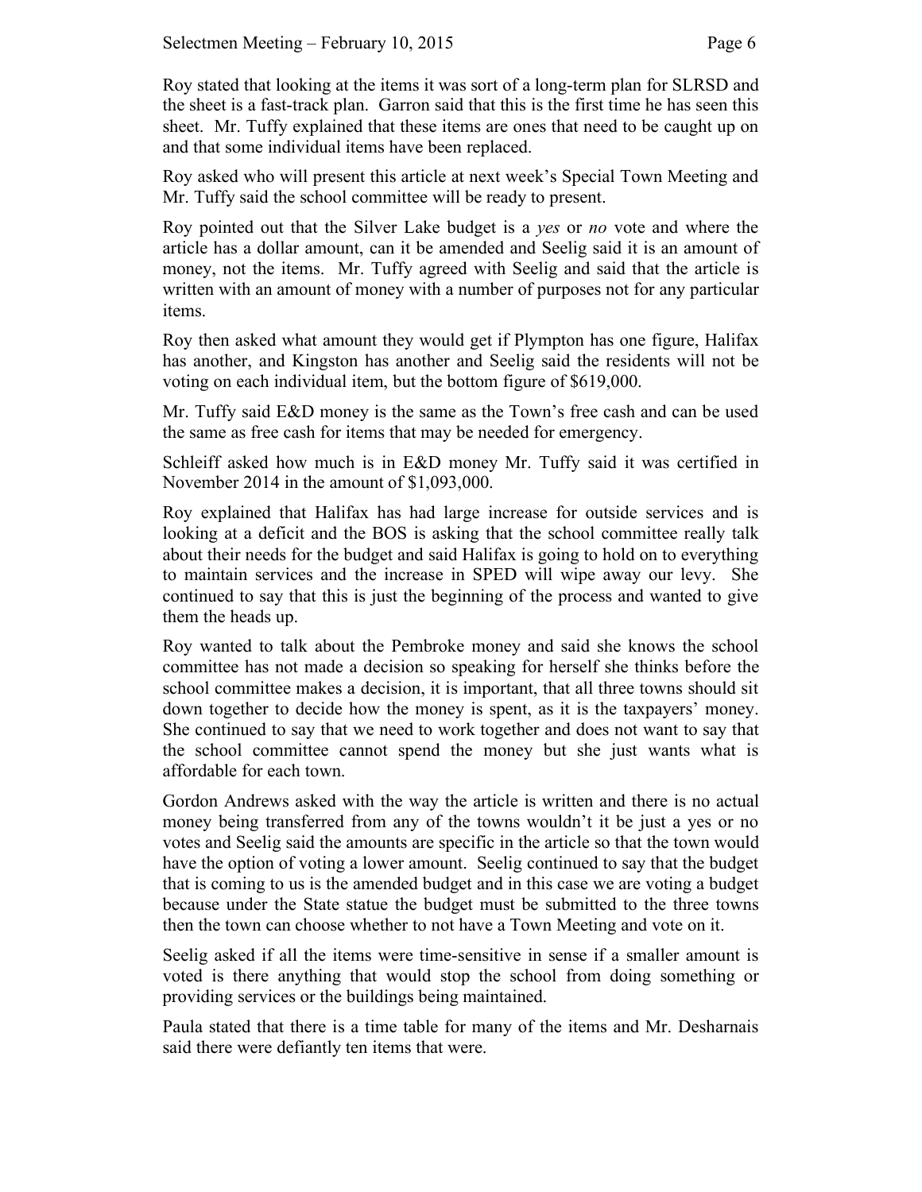Roy stated that looking at the items it was sort of a long-term plan for SLRSD and the sheet is a fast-track plan. Garron said that this is the first time he has seen this sheet. Mr. Tuffy explained that these items are ones that need to be caught up on and that some individual items have been replaced.

Roy asked who will present this article at next week's Special Town Meeting and Mr. Tuffy said the school committee will be ready to present.

Roy pointed out that the Silver Lake budget is a *yes* or *no* vote and where the article has a dollar amount, can it be amended and Seelig said it is an amount of money, not the items. Mr. Tuffy agreed with Seelig and said that the article is written with an amount of money with a number of purposes not for any particular items.

Roy then asked what amount they would get if Plympton has one figure, Halifax has another, and Kingston has another and Seelig said the residents will not be voting on each individual item, but the bottom figure of $619,000.

Mr. Tuffy said E&D money is the same as the Town's free cash and can be used the same as free cash for items that may be needed for emergency.

Schleiff asked how much is in E&D money Mr. Tuffy said it was certified in November 2014 in the amount of $1,093,000.

Roy explained that Halifax has had large increase for outside services and is looking at a deficit and the BOS is asking that the school committee really talk about their needs for the budget and said Halifax is going to hold on to everything to maintain services and the increase in SPED will wipe away our levy. She continued to say that this is just the beginning of the process and wanted to give them the heads up.

Roy wanted to talk about the Pembroke money and said she knows the school committee has not made a decision so speaking for herself she thinks before the school committee makes a decision, it is important, that all three towns should sit down together to decide how the money is spent, as it is the taxpayers' money. She continued to say that we need to work together and does not want to say that the school committee cannot spend the money but she just wants what is affordable for each town.

Gordon Andrews asked with the way the article is written and there is no actual money being transferred from any of the towns wouldn't it be just a yes or no votes and Seelig said the amounts are specific in the article so that the town would have the option of voting a lower amount. Seelig continued to say that the budget that is coming to us is the amended budget and in this case we are voting a budget because under the State statue the budget must be submitted to the three towns then the town can choose whether to not have a Town Meeting and vote on it.

Seelig asked if all the items were time-sensitive in sense if a smaller amount is voted is there anything that would stop the school from doing something or providing services or the buildings being maintained.

Paula stated that there is a time table for many of the items and Mr. Desharnais said there were defiantly ten items that were.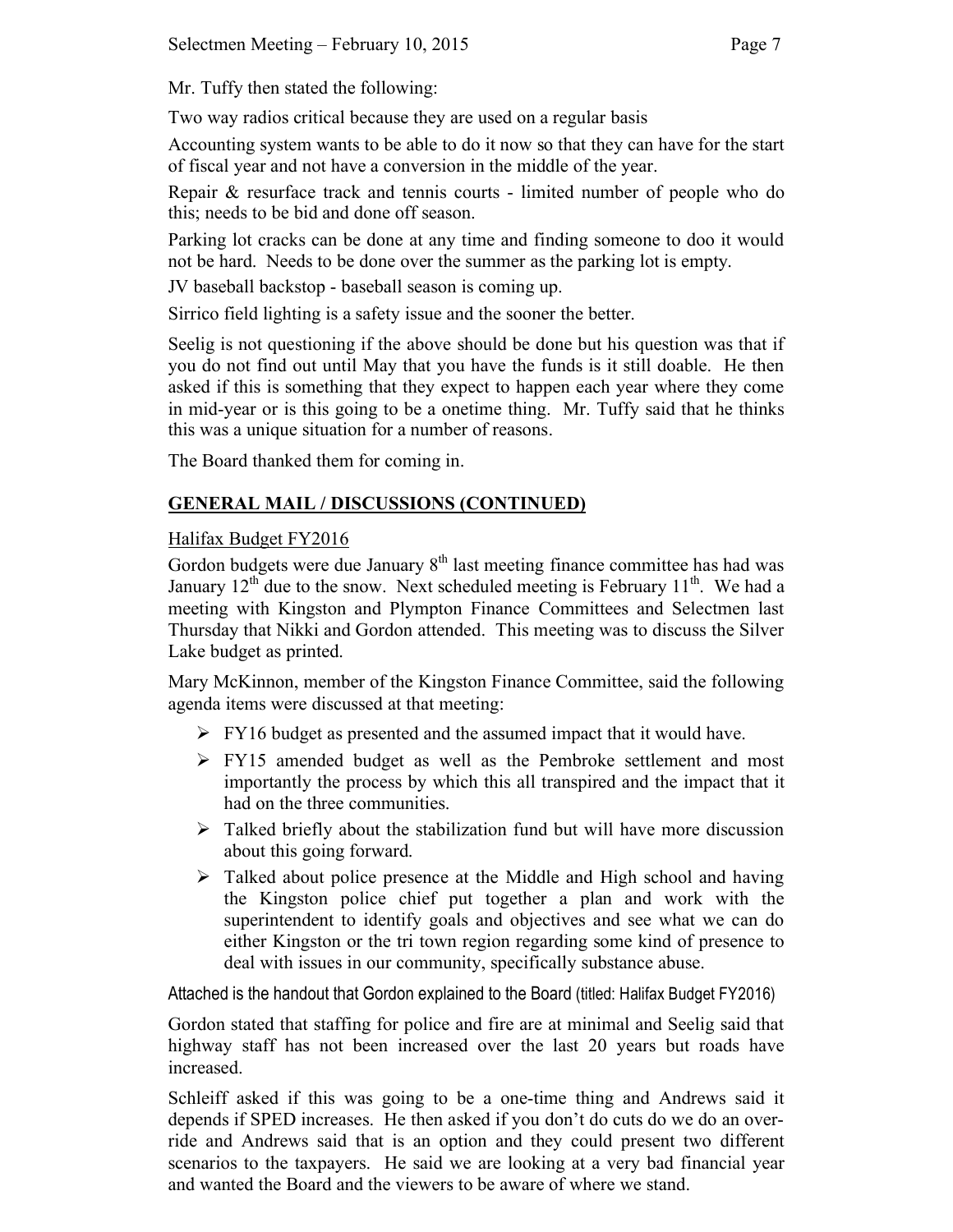Mr. Tuffy then stated the following:

Two way radios critical because they are used on a regular basis

Accounting system wants to be able to do it now so that they can have for the start of fiscal year and not have a conversion in the middle of the year.

Repair & resurface track and tennis courts - limited number of people who do this; needs to be bid and done off season.

Parking lot cracks can be done at any time and finding someone to doo it would not be hard. Needs to be done over the summer as the parking lot is empty.

JV baseball backstop - baseball season is coming up.

Sirrico field lighting is a safety issue and the sooner the better.

Seelig is not questioning if the above should be done but his question was that if you do not find out until May that you have the funds is it still doable. He then asked if this is something that they expect to happen each year where they come in mid-year or is this going to be a onetime thing. Mr. Tuffy said that he thinks this was a unique situation for a number of reasons.

The Board thanked them for coming in.

## **GENERAL MAIL / DISCUSSIONS (CONTINUED)**

Halifax Budget FY2016

Gordon budgets were due January 8th last meeting finance committee has had was January 12th due to the snow. Next scheduled meeting is February 11th. We had a meeting with Kingston and Plympton Finance Committees and Selectmen last Thursday that Nikki and Gordon attended. This meeting was to discuss the Silver Lake budget as printed.

Mary McKinnon, member of the Kingston Finance Committee, said the following agenda items were discussed at that meeting:

- FY16 budget as presented and the assumed impact that it would have.
- FY15 amended budget as well as the Pembroke settlement and most importantly the process by which this all transpired and the impact that it had on the three communities.
- Talked briefly about the stabilization fund but will have more discussion about this going forward.
- Talked about police presence at the Middle and High school and having the Kingston police chief put together a plan and work with the superintendent to identify goals and objectives and see what we can do either Kingston or the tri town region regarding some kind of presence to deal with issues in our community, specifically substance abuse.

Attached is the handout that Gordon explained to the Board (titled: Halifax Budget FY2016)

Gordon stated that staffing for police and fire are at minimal and Seelig said that highway staff has not been increased over the last 20 years but roads have increased.

Schleiff asked if this was going to be a one-time thing and Andrews said it depends if SPED increases. He then asked if you don't do cuts do we do an over-ride and Andrews said that is an option and they could present two different scenarios to the taxpayers. He said we are looking at a very bad financial year and wanted the Board and the viewers to be aware of where we stand.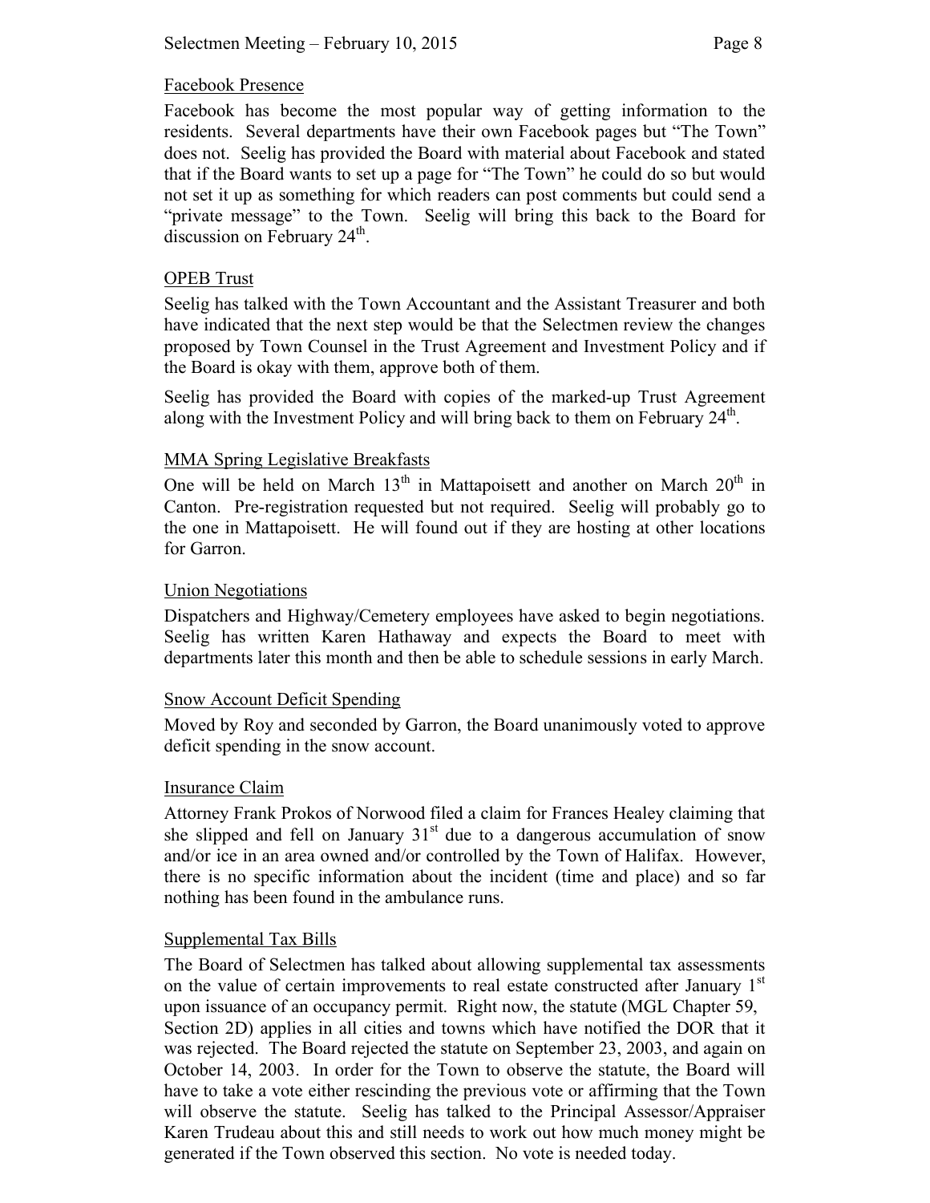## Facebook Presence

Facebook has become the most popular way of getting information to the residents. Several departments have their own Facebook pages but "The Town" does not. Seelig has provided the Board with material about Facebook and stated that if the Board wants to set up a page for "The Town" he could do so but would not set it up as something for which readers can post comments but could send a "private message" to the Town. Seelig will bring this back to the Board for discussion on February 24th.

## OPEB Trust

Seelig has talked with the Town Accountant and the Assistant Treasurer and both have indicated that the next step would be that the Selectmen review the changes proposed by Town Counsel in the Trust Agreement and Investment Policy and if the Board is okay with them, approve both of them.

Seelig has provided the Board with copies of the marked-up Trust Agreement along with the Investment Policy and will bring back to them on February 24th.

## MMA Spring Legislative Breakfasts

One will be held on March 13th in Mattapoisett and another on March 20th in Canton. Pre-registration requested but not required. Seelig will probably go to the one in Mattapoisett. He will found out if they are hosting at other locations for Garron.

## Union Negotiations

Dispatchers and Highway/Cemetery employees have asked to begin negotiations. Seelig has written Karen Hathaway and expects the Board to meet with departments later this month and then be able to schedule sessions in early March.

## Snow Account Deficit Spending

Moved by Roy and seconded by Garron, the Board unanimously voted to approve deficit spending in the snow account.

## Insurance Claim

Attorney Frank Prokos of Norwood filed a claim for Frances Healey claiming that she slipped and fell on January 31st due to a dangerous accumulation of snow and/or ice in an area owned and/or controlled by the Town of Halifax. However, there is no specific information about the incident (time and place) and so far nothing has been found in the ambulance runs.

## Supplemental Tax Bills

The Board of Selectmen has talked about allowing supplemental tax assessments on the value of certain improvements to real estate constructed after January 1st upon issuance of an occupancy permit. Right now, the statute (MGL Chapter 59, Section 2D) applies in all cities and towns which have notified the DOR that it was rejected. The Board rejected the statute on September 23, 2003, and again on October 14, 2003. In order for the Town to observe the statute, the Board will have to take a vote either rescinding the previous vote or affirming that the Town will observe the statute. Seelig has talked to the Principal Assessor/Appraiser Karen Trudeau about this and still needs to work out how much money might be generated if the Town observed this section. No vote is needed today.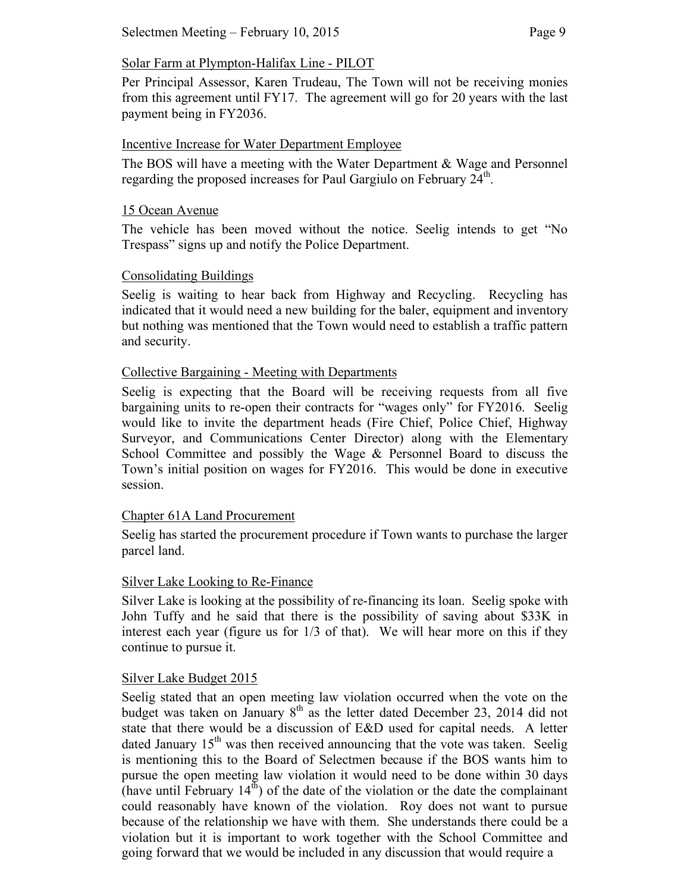### Solar Farm at Plympton-Halifax Line - PILOT

Per Principal Assessor, Karen Trudeau, The Town will not be receiving monies from this agreement until FY17. The agreement will go for 20 years with the last payment being in FY2036.

### Incentive Increase for Water Department Employee

The BOS will have a meeting with the Water Department & Wage and Personnel regarding the proposed increases for Paul Gargiulo on February 24th.

### 15 Ocean Avenue

The vehicle has been moved without the notice. Seelig intends to get "No Trespass" signs up and notify the Police Department.

### Consolidating Buildings

Seelig is waiting to hear back from Highway and Recycling. Recycling has indicated that it would need a new building for the baler, equipment and inventory but nothing was mentioned that the Town would need to establish a traffic pattern and security.

### Collective Bargaining - Meeting with Departments

Seelig is expecting that the Board will be receiving requests from all five bargaining units to re-open their contracts for "wages only" for FY2016. Seelig would like to invite the department heads (Fire Chief, Police Chief, Highway Surveyor, and Communications Center Director) along with the Elementary School Committee and possibly the Wage & Personnel Board to discuss the Town's initial position on wages for FY2016. This would be done in executive session.

### Chapter 61A Land Procurement

Seelig has started the procurement procedure if Town wants to purchase the larger parcel land.

### Silver Lake Looking to Re-Finance

Silver Lake is looking at the possibility of re-financing its loan. Seelig spoke with John Tuffy and he said that there is the possibility of saving about $33K in interest each year (figure us for 1/3 of that). We will hear more on this if they continue to pursue it.

### Silver Lake Budget 2015

Seelig stated that an open meeting law violation occurred when the vote on the budget was taken on January 8th as the letter dated December 23, 2014 did not state that there would be a discussion of E&D used for capital needs. A letter dated January 15th was then received announcing that the vote was taken. Seelig is mentioning this to the Board of Selectmen because if the BOS wants him to pursue the open meeting law violation it would need to be done within 30 days (have until February 14th) of the date of the violation or the date the complainant could reasonably have known of the violation. Roy does not want to pursue because of the relationship we have with them. She understands there could be a violation but it is important to work together with the School Committee and going forward that we would be included in any discussion that would require a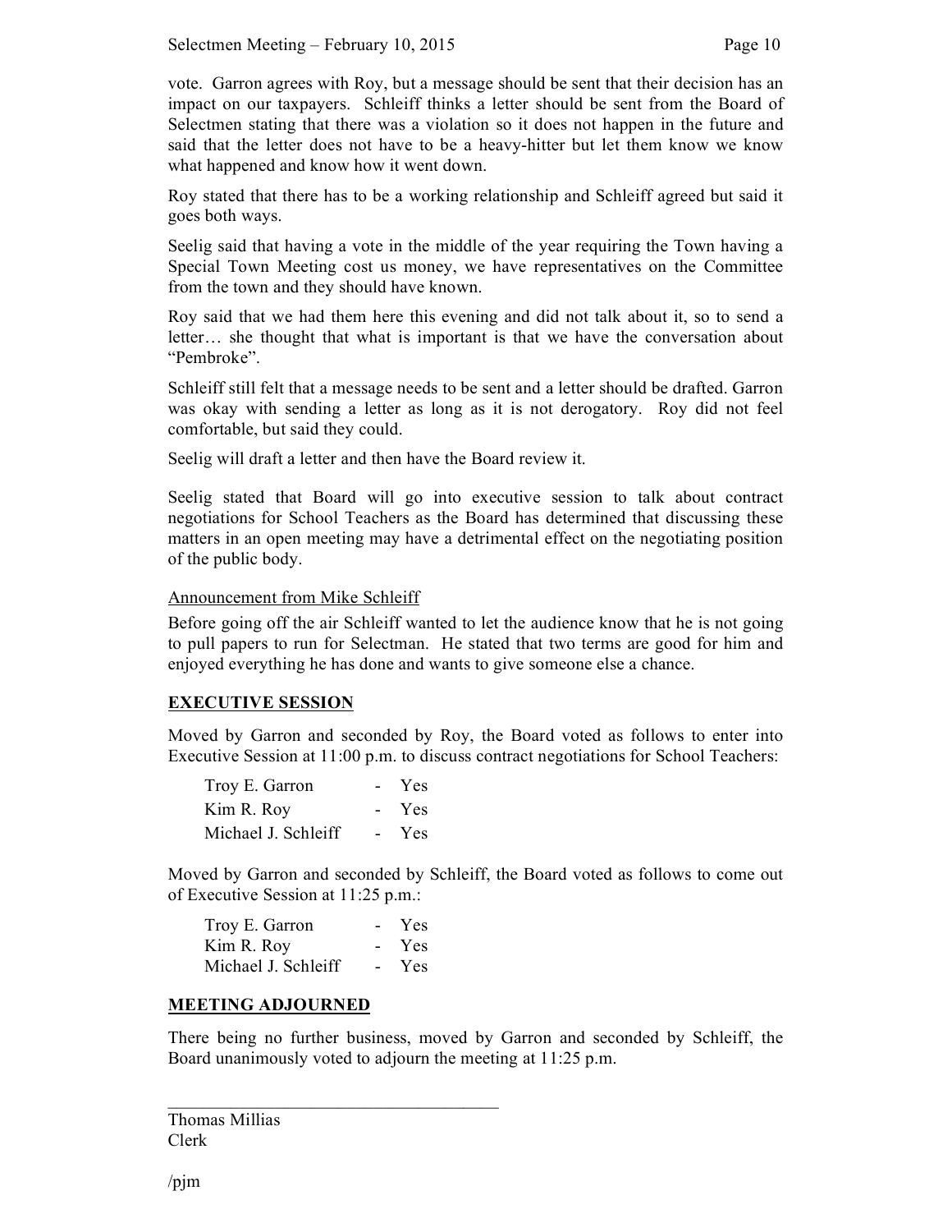vote. Garron agrees with Roy, but a message should be sent that their decision has an impact on our taxpayers. Schleiff thinks a letter should be sent from the Board of Selectmen stating that there was a violation so it does not happen in the future and said that the letter does not have to be a heavy-hitter but let them know we know what happened and know how it went down.

Roy stated that there has to be a working relationship and Schleiff agreed but said it goes both ways.

Seelig said that having a vote in the middle of the year requiring the Town having a Special Town Meeting cost us money, we have representatives on the Committee from the town and they should have known.

Roy said that we had them here this evening and did not talk about it, so to send a letter… she thought that what is important is that we have the conversation about "Pembroke".

Schleiff still felt that a message needs to be sent and a letter should be drafted. Garron was okay with sending a letter as long as it is not derogatory. Roy did not feel comfortable, but said they could.

Seelig will draft a letter and then have the Board review it.

Seelig stated that Board will go into executive session to talk about contract negotiations for School Teachers as the Board has determined that discussing these matters in an open meeting may have a detrimental effect on the negotiating position of the public body.

Announcement from Mike Schleiff

Before going off the air Schleiff wanted to let the audience know that he is not going to pull papers to run for Selectman. He stated that two terms are good for him and enjoyed everything he has done and wants to give someone else a chance.

## EXECUTIVE SESSION

Moved by Garron and seconded by Roy, the Board voted as follows to enter into Executive Session at 11:00 p.m. to discuss contract negotiations for School Teachers:

| | | |
|---|---|---|
| Troy E. Garron | - | Yes |
| Kim R. Roy | - | Yes |
| Michael J. Schleiff | - | Yes |

Moved by Garron and seconded by Schleiff, the Board voted as follows to come out of Executive Session at 11:25 p.m.:

| | | |
|---|---|---|
| Troy E. Garron | - | Yes |
| Kim R. Roy | - | Yes |
| Michael J. Schleiff | - | Yes |

## MEETING ADJOURNED

There being no further business, moved by Garron and seconded by Schleiff, the Board unanimously voted to adjourn the meeting at 11:25 p.m.

\_\_\_\_\_\_\_\_\_\_\_\_\_\_\_\_\_\_\_\_\_\_\_\_\_\_\_\_\_\_\_\_\_\_\_\_\_\_

Thomas Millias
Clerk

/pjm